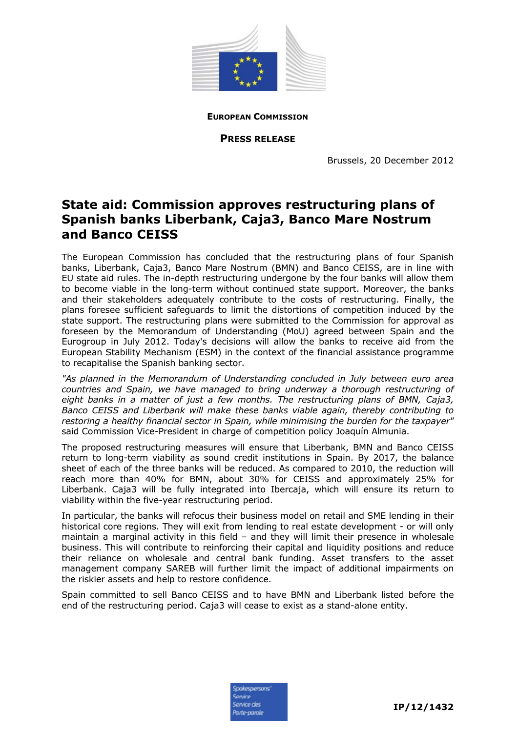**EUROPEAN COMMISSION**

**PRESS RELEASE**

Brussels, 20 December 2012

# State aid: Commission approves restructuring plans of Spanish banks Liberbank, Caja3, Banco Mare Nostrum and Banco CEISS

The European Commission has concluded that the restructuring plans of four Spanish banks, Liberbank, Caja3, Banco Mare Nostrum (BMN) and Banco CEISS, are in line with EU state aid rules. The in-depth restructuring undergone by the four banks will allow them to become viable in the long-term without continued state support. Moreover, the banks and their stakeholders adequately contribute to the costs of restructuring. Finally, the plans foresee sufficient safeguards to limit the distortions of competition induced by the state support. The restructuring plans were submitted to the Commission for approval as foreseen by the Memorandum of Understanding (MoU) agreed between Spain and the Eurogroup in July 2012. Today's decisions will allow the banks to receive aid from the European Stability Mechanism (ESM) in the context of the financial assistance programme to recapitalise the Spanish banking sector.

*"As planned in the Memorandum of Understanding concluded in July between euro area countries and Spain, we have managed to bring underway a thorough restructuring of eight banks in a matter of just a few months. The restructuring plans of BMN, Caja3, Banco CEISS and Liberbank will make these banks viable again, thereby contributing to restoring a healthy financial sector in Spain, while minimising the burden for the taxpayer"* said Commission Vice-President in charge of competition policy Joaquín Almunia.

The proposed restructuring measures will ensure that Liberbank, BMN and Banco CEISS return to long-term viability as sound credit institutions in Spain. By 2017, the balance sheet of each of the three banks will be reduced. As compared to 2010, the reduction will reach more than 40% for BMN, about 30% for CEISS and approximately 25% for Liberbank. Caja3 will be fully integrated into Ibercaja, which will ensure its return to viability within the five-year restructuring period.

In particular, the banks will refocus their business model on retail and SME lending in their historical core regions. They will exit from lending to real estate development - or will only maintain a marginal activity in this field – and they will limit their presence in wholesale business. This will contribute to reinforcing their capital and liquidity positions and reduce their reliance on wholesale and central bank funding. Asset transfers to the asset management company SAREB will further limit the impact of additional impairments on the riskier assets and help to restore confidence.

Spain committed to sell Banco CEISS and to have BMN and Liberbank listed before the end of the restructuring period. Caja3 will cease to exist as a stand-alone entity.

IP/12/1432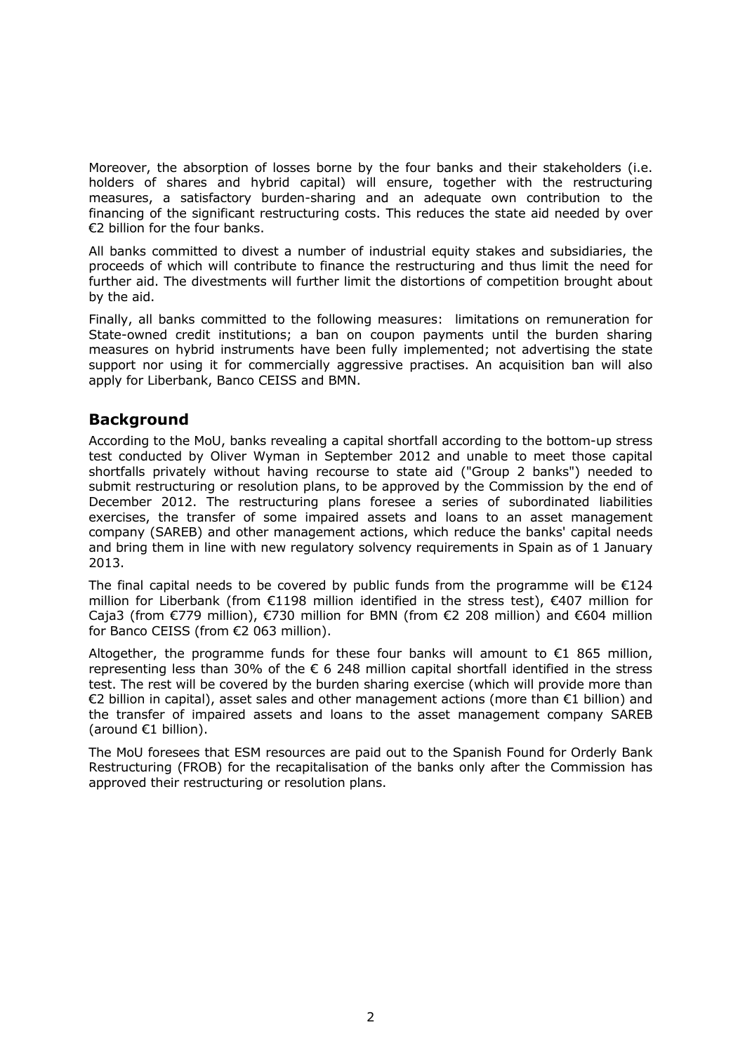Moreover, the absorption of losses borne by the four banks and their stakeholders (i.e. holders of shares and hybrid capital) will ensure, together with the restructuring measures, a satisfactory burden-sharing and an adequate own contribution to the financing of the significant restructuring costs. This reduces the state aid needed by over €2 billion for the four banks.

All banks committed to divest a number of industrial equity stakes and subsidiaries, the proceeds of which will contribute to finance the restructuring and thus limit the need for further aid. The divestments will further limit the distortions of competition brought about by the aid.

Finally, all banks committed to the following measures: limitations on remuneration for State-owned credit institutions; a ban on coupon payments until the burden sharing measures on hybrid instruments have been fully implemented; not advertising the state support nor using it for commercially aggressive practises. An acquisition ban will also apply for Liberbank, Banco CEISS and BMN.

## Background

According to the MoU, banks revealing a capital shortfall according to the bottom-up stress test conducted by Oliver Wyman in September 2012 and unable to meet those capital shortfalls privately without having recourse to state aid ("Group 2 banks") needed to submit restructuring or resolution plans, to be approved by the Commission by the end of December 2012. The restructuring plans foresee a series of subordinated liabilities exercises, the transfer of some impaired assets and loans to an asset management company (SAREB) and other management actions, which reduce the banks' capital needs and bring them in line with new regulatory solvency requirements in Spain as of 1 January 2013.

The final capital needs to be covered by public funds from the programme will be €124 million for Liberbank (from €1198 million identified in the stress test), €407 million for Caja3 (from €779 million), €730 million for BMN (from €2 208 million) and €604 million for Banco CEISS (from €2 063 million).

Altogether, the programme funds for these four banks will amount to €1 865 million, representing less than 30% of the € 6 248 million capital shortfall identified in the stress test. The rest will be covered by the burden sharing exercise (which will provide more than €2 billion in capital), asset sales and other management actions (more than €1 billion) and the transfer of impaired assets and loans to the asset management company SAREB (around €1 billion).

The MoU foresees that ESM resources are paid out to the Spanish Found for Orderly Bank Restructuring (FROB) for the recapitalisation of the banks only after the Commission has approved their restructuring or resolution plans.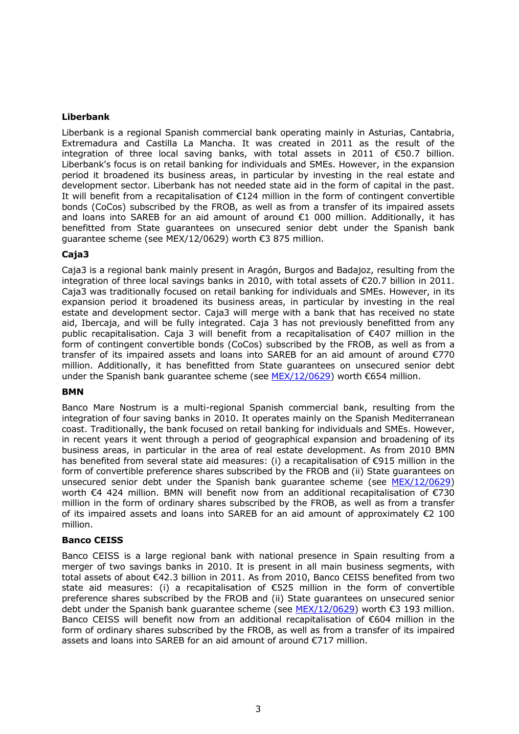**Liberbank**

Liberbank is a regional Spanish commercial bank operating mainly in Asturias, Cantabria, Extremadura and Castilla La Mancha. It was created in 2011 as the result of the integration of three local saving banks, with total assets in 2011 of €50.7 billion. Liberbank's focus is on retail banking for individuals and SMEs. However, in the expansion period it broadened its business areas, in particular by investing in the real estate and development sector. Liberbank has not needed state aid in the form of capital in the past. It will benefit from a recapitalisation of €124 million in the form of contingent convertible bonds (CoCos) subscribed by the FROB, as well as from a transfer of its impaired assets and loans into SAREB for an aid amount of around €1 000 million. Additionally, it has benefitted from State guarantees on unsecured senior debt under the Spanish bank guarantee scheme (see MEX/12/0629) worth €3 875 million.

**Caja3**

Caja3 is a regional bank mainly present in Aragón, Burgos and Badajoz, resulting from the integration of three local savings banks in 2010, with total assets of €20.7 billion in 2011. Caja3 was traditionally focused on retail banking for individuals and SMEs. However, in its expansion period it broadened its business areas, in particular by investing in the real estate and development sector. Caja3 will merge with a bank that has received no state aid, Ibercaja, and will be fully integrated. Caja 3 has not previously benefitted from any public recapitalisation. Caja 3 will benefit from a recapitalisation of €407 million in the form of contingent convertible bonds (CoCos) subscribed by the FROB, as well as from a transfer of its impaired assets and loans into SAREB for an aid amount of around €770 million. Additionally, it has benefitted from State guarantees on unsecured senior debt under the Spanish bank guarantee scheme (see MEX/12/0629) worth €654 million.

**BMN**

Banco Mare Nostrum is a multi-regional Spanish commercial bank, resulting from the integration of four saving banks in 2010. It operates mainly on the Spanish Mediterranean coast. Traditionally, the bank focused on retail banking for individuals and SMEs. However, in recent years it went through a period of geographical expansion and broadening of its business areas, in particular in the area of real estate development. As from 2010 BMN has benefited from several state aid measures: (i) a recapitalisation of €915 million in the form of convertible preference shares subscribed by the FROB and (ii) State guarantees on unsecured senior debt under the Spanish bank guarantee scheme (see MEX/12/0629) worth €4 424 million. BMN will benefit now from an additional recapitalisation of €730 million in the form of ordinary shares subscribed by the FROB, as well as from a transfer of its impaired assets and loans into SAREB for an aid amount of approximately €2 100 million.

**Banco CEISS**

Banco CEISS is a large regional bank with national presence in Spain resulting from a merger of two savings banks in 2010. It is present in all main business segments, with total assets of about €42.3 billion in 2011. As from 2010, Banco CEISS benefited from two state aid measures: (i) a recapitalisation of €525 million in the form of convertible preference shares subscribed by the FROB and (ii) State guarantees on unsecured senior debt under the Spanish bank guarantee scheme (see MEX/12/0629) worth €3 193 million. Banco CEISS will benefit now from an additional recapitalisation of €604 million in the form of ordinary shares subscribed by the FROB, as well as from a transfer of its impaired assets and loans into SAREB for an aid amount of around €717 million.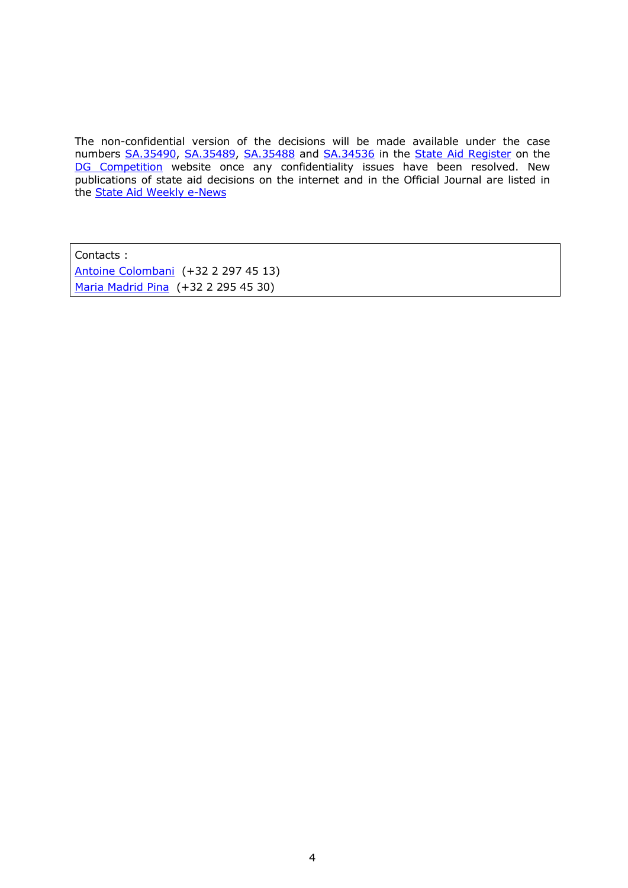The non-confidential version of the decisions will be made available under the case numbers SA.35490, SA.35489, SA.35488 and SA.34536 in the State Aid Register on the DG Competition website once any confidentiality issues have been resolved. New publications of state aid decisions on the internet and in the Official Journal are listed in the State Aid Weekly e-News

| Contacts : |
| --- |
| Antoine Colombani (+32 2 297 45 13) |
| Maria Madrid Pina (+32 2 295 45 30) |